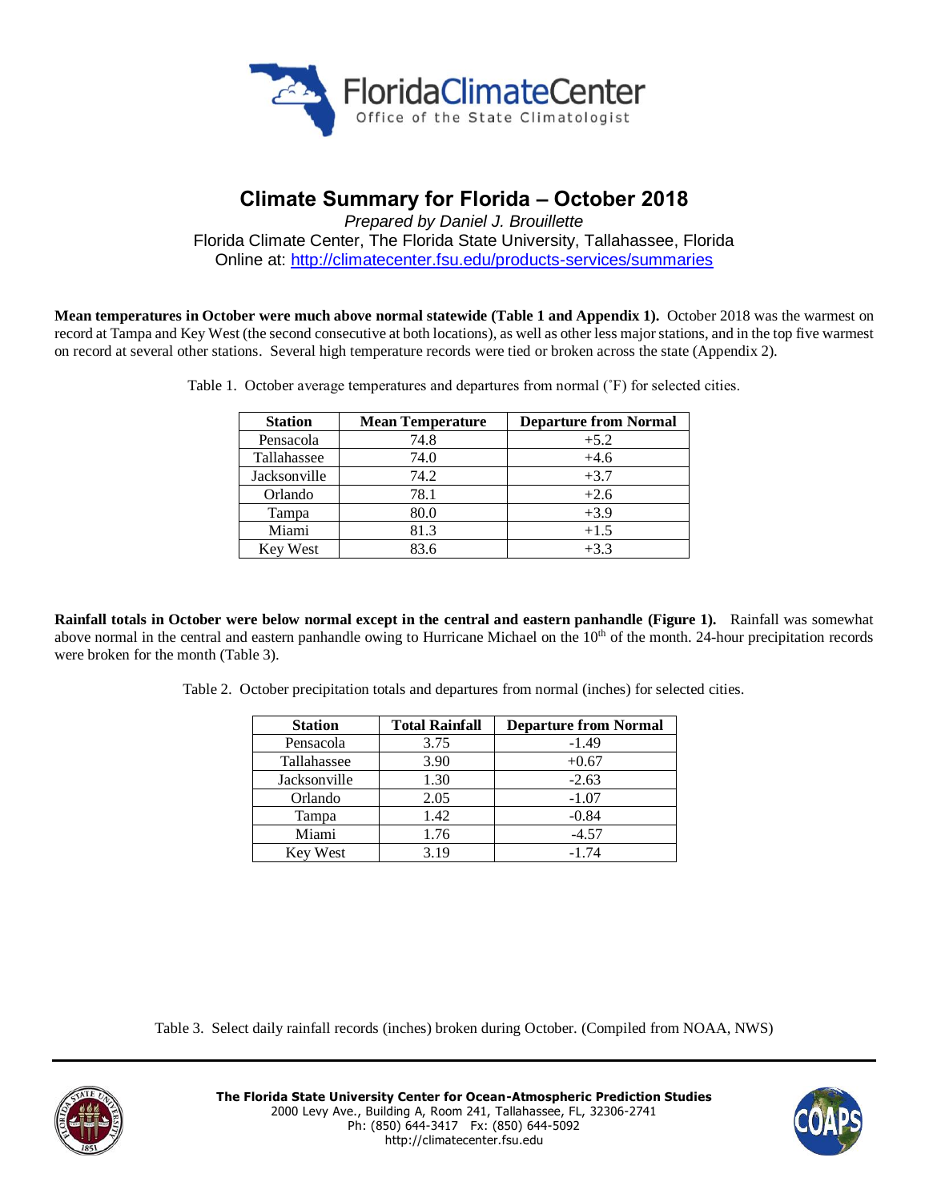# Climate Summary for Florida – October 2018

*Prepared by Daniel J. Brouillette*

Florida Climate Center, The Florida State University, Tallahassee, Florida

Online at: http://climatecenter.fsu.edu/products-services/summaries

**Mean temperatures in October were much above normal statewide (Table 1 and Appendix 1).** October 2018 was the warmest on record at Tampa and Key West (the second consecutive at both locations), as well as other less major stations, and in the top five warmest on record at several other stations. Several high temperature records were tied or broken across the state (Appendix 2).

Table 1. October average temperatures and departures from normal (˚F) for selected cities.

| Station | Mean Temperature | Departure from Normal |
|---|---|---|
| Pensacola | 74.8 | +5.2 |
| Tallahassee | 74.0 | +4.6 |
| Jacksonville | 74.2 | +3.7 |
| Orlando | 78.1 | +2.6 |
| Tampa | 80.0 | +3.9 |
| Miami | 81.3 | +1.5 |
| Key West | 83.6 | +3.3 |

**Rainfall totals in October were below normal except in the central and eastern panhandle (Figure 1).** Rainfall was somewhat above normal in the central and eastern panhandle owing to Hurricane Michael on the 10th of the month. 24-hour precipitation records were broken for the month (Table 3).

Table 2. October precipitation totals and departures from normal (inches) for selected cities.

| Station | Total Rainfall | Departure from Normal |
|---|---|---|
| Pensacola | 3.75 | -1.49 |
| Tallahassee | 3.90 | +0.67 |
| Jacksonville | 1.30 | -2.63 |
| Orlando | 2.05 | -1.07 |
| Tampa | 1.42 | -0.84 |
| Miami | 1.76 | -4.57 |
| Key West | 3.19 | -1.74 |

Table 3. Select daily rainfall records (inches) broken during October. (Compiled from NOAA, NWS)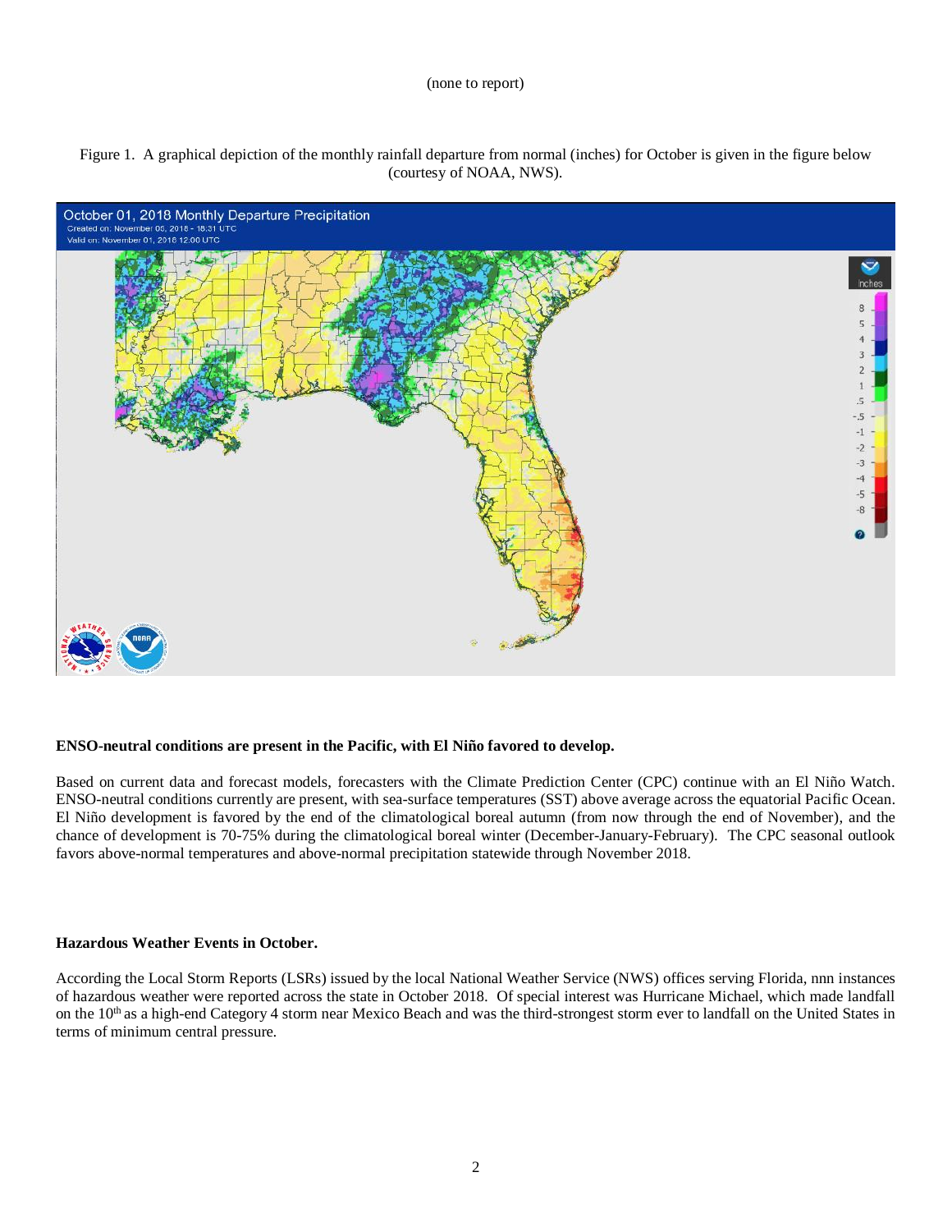(none to report)

Figure 1. A graphical depiction of the monthly rainfall departure from normal (inches) for October is given in the figure below (courtesy of NOAA, NWS).

**ENSO-neutral conditions are present in the Pacific, with El Niño favored to develop.**

Based on current data and forecast models, forecasters with the Climate Prediction Center (CPC) continue with an El Niño Watch. ENSO-neutral conditions currently are present, with sea-surface temperatures (SST) above average across the equatorial Pacific Ocean. El Niño development is favored by the end of the climatological boreal autumn (from now through the end of November), and the chance of development is 70-75% during the climatological boreal winter (December-January-February). The CPC seasonal outlook favors above-normal temperatures and above-normal precipitation statewide through November 2018.

**Hazardous Weather Events in October.**

According the Local Storm Reports (LSRs) issued by the local National Weather Service (NWS) offices serving Florida, nnn instances of hazardous weather were reported across the state in October 2018. Of special interest was Hurricane Michael, which made landfall on the 10th as a high-end Category 4 storm near Mexico Beach and was the third-strongest storm ever to landfall on the United States in terms of minimum central pressure.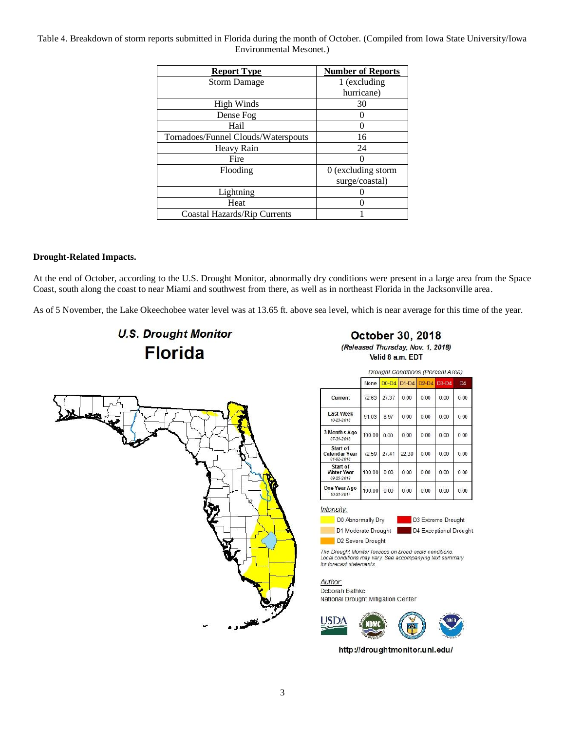Table 4. Breakdown of storm reports submitted in Florida during the month of October. (Compiled from Iowa State University/Iowa Environmental Mesonet.)

| Report Type | Number of Reports |
|---|---|
| Storm Damage | 1 (excluding hurricane) |
| High Winds | 30 |
| Dense Fog | 0 |
| Hail | 0 |
| Tornadoes/Funnel Clouds/Waterspouts | 16 |
| Heavy Rain | 24 |
| Fire | 0 |
| Flooding | 0 (excluding storm surge/coastal) |
| Lightning | 0 |
| Heat | 0 |
| Coastal Hazards/Rip Currents | 1 |

**Drought-Related Impacts.**

At the end of October, according to the U.S. Drought Monitor, abnormally dry conditions were present in a large area from the Space Coast, south along the coast to near Miami and southwest from there, as well as in northeast Florida in the Jacksonville area.

As of 5 November, the Lake Okeechobee water level was at 13.65 ft. above sea level, which is near average for this time of the year.

**U.S. Drought Monitor**
**Florida**

**October 30, 2018**
*(Released Thursday, Nov. 1, 2018)*
Valid 8 a.m. EDT

*Drought Conditions (Percent Area)*

| | None | D0-D4 | D1-D4 | D2-D4 | D3-D4 | D4 |
|---|---|---|---|---|---|---|
| Current | 72.63 | 27.37 | 0.00 | 0.00 | 0.00 | 0.00 |
| Last Week 10-23-2018 | 91.03 | 8.97 | 0.00 | 0.00 | 0.00 | 0.00 |
| 3 Months Ago 07-31-2018 | 100.00 | 0.00 | 0.00 | 0.00 | 0.00 | 0.00 |
| Start of Calendar Year 01-02-2018 | 72.59 | 27.41 | 22.39 | 0.00 | 0.00 | 0.00 |
| Start of Water Year 09-25-2018 | 100.00 | 0.00 | 0.00 | 0.00 | 0.00 | 0.00 |
| One Year Ago 10-31-2017 | 100.00 | 0.00 | 0.00 | 0.00 | 0.00 | 0.00 |

*Intensity:*

- D0 Abnormally Dry
- D1 Moderate Drought
- D2 Severe Drought
- D3 Extreme Drought
- D4 Exceptional Drought

*The Drought Monitor focuses on broad-scale conditions. Local conditions may vary. See accompanying text summary for forecast statements.*

*Author:*
Deborah Bathke
National Drought Mitigation Center

http://droughtmonitor.unl.edu/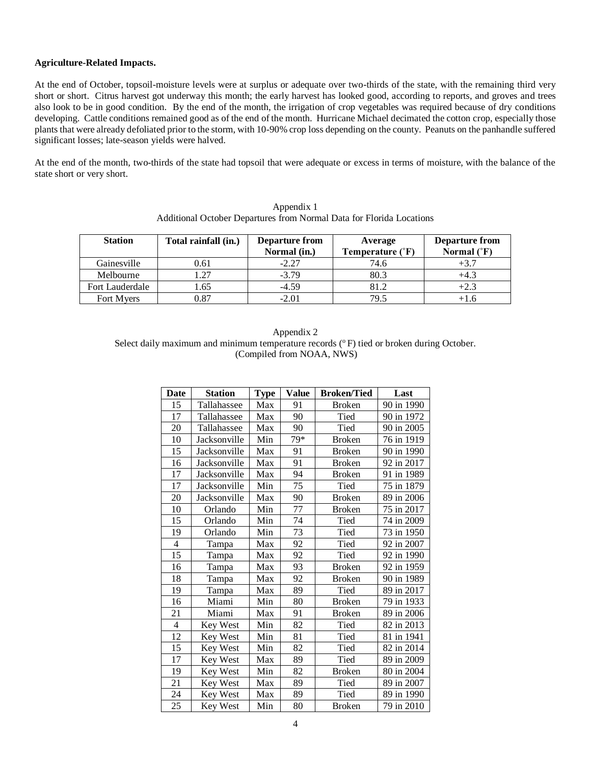**Agriculture-Related Impacts.**

At the end of October, topsoil-moisture levels were at surplus or adequate over two-thirds of the state, with the remaining third very short or short. Citrus harvest got underway this month; the early harvest has looked good, according to reports, and groves and trees also look to be in good condition. By the end of the month, the irrigation of crop vegetables was required because of dry conditions developing. Cattle conditions remained good as of the end of the month. Hurricane Michael decimated the cotton crop, especially those plants that were already defoliated prior to the storm, with 10-90% crop loss depending on the county. Peanuts on the panhandle suffered significant losses; late-season yields were halved.

At the end of the month, two-thirds of the state had topsoil that were adequate or excess in terms of moisture, with the balance of the state short or very short.

Appendix 1
Additional October Departures from Normal Data for Florida Locations

| Station | Total rainfall (in.) | Departure from Normal (in.) | Average Temperature (˚F) | Departure from Normal (˚F) |
|---|---|---|---|---|
| Gainesville | 0.61 | -2.27 | 74.6 | +3.7 |
| Melbourne | 1.27 | -3.79 | 80.3 | +4.3 |
| Fort Lauderdale | 1.65 | -4.59 | 81.2 | +2.3 |
| Fort Myers | 0.87 | -2.01 | 79.5 | +1.6 |

Appendix 2
Select daily maximum and minimum temperature records (º F) tied or broken during October.
(Compiled from NOAA, NWS)

| Date | Station | Type | Value | Broken/Tied | Last |
|---|---|---|---|---|---|
| 15 | Tallahassee | Max | 91 | Broken | 90 in 1990 |
| 17 | Tallahassee | Max | 90 | Tied | 90 in 1972 |
| 20 | Tallahassee | Max | 90 | Tied | 90 in 2005 |
| 10 | Jacksonville | Min | 79* | Broken | 76 in 1919 |
| 15 | Jacksonville | Max | 91 | Broken | 90 in 1990 |
| 16 | Jacksonville | Max | 91 | Broken | 92 in 2017 |
| 17 | Jacksonville | Max | 94 | Broken | 91 in 1989 |
| 17 | Jacksonville | Min | 75 | Tied | 75 in 1879 |
| 20 | Jacksonville | Max | 90 | Broken | 89 in 2006 |
| 10 | Orlando | Min | 77 | Broken | 75 in 2017 |
| 15 | Orlando | Min | 74 | Tied | 74 in 2009 |
| 19 | Orlando | Min | 73 | Tied | 73 in 1950 |
| 4 | Tampa | Max | 92 | Tied | 92 in 2007 |
| 15 | Tampa | Max | 92 | Tied | 92 in 1990 |
| 16 | Tampa | Max | 93 | Broken | 92 in 1959 |
| 18 | Tampa | Max | 92 | Broken | 90 in 1989 |
| 19 | Tampa | Max | 89 | Tied | 89 in 2017 |
| 16 | Miami | Min | 80 | Broken | 79 in 1933 |
| 21 | Miami | Max | 91 | Broken | 89 in 2006 |
| 4 | Key West | Min | 82 | Tied | 82 in 2013 |
| 12 | Key West | Min | 81 | Tied | 81 in 1941 |
| 15 | Key West | Min | 82 | Tied | 82 in 2014 |
| 17 | Key West | Max | 89 | Tied | 89 in 2009 |
| 19 | Key West | Min | 82 | Broken | 80 in 2004 |
| 21 | Key West | Max | 89 | Tied | 89 in 2007 |
| 24 | Key West | Max | 89 | Tied | 89 in 1990 |
| 25 | Key West | Min | 80 | Broken | 79 in 2010 |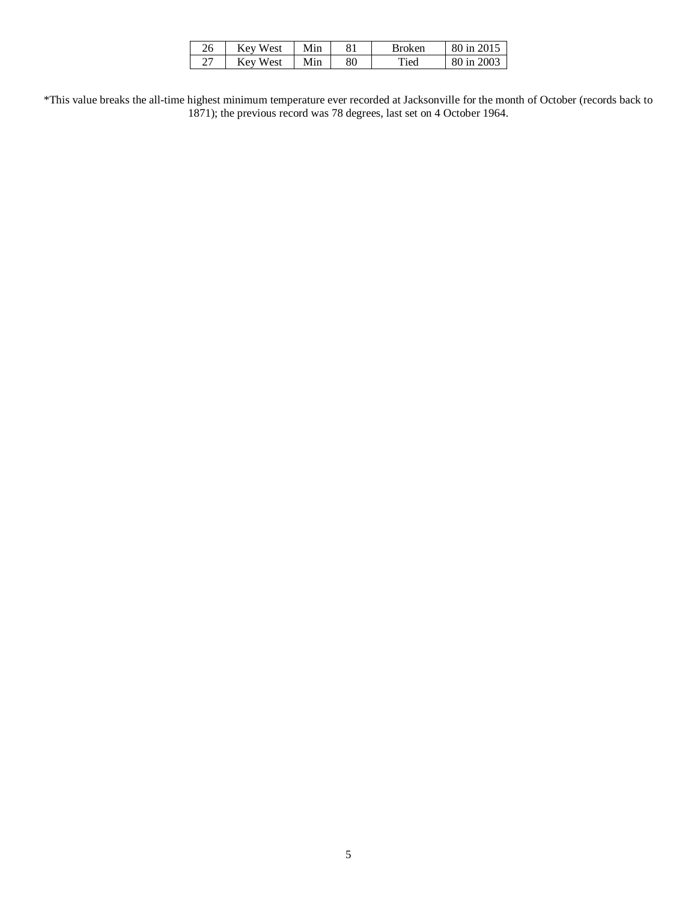| | | | | | |
|---|---|---|---|---|---|
| 26 | Key West | Min | 81 | Broken | 80 in 2015 |
| 27 | Key West | Min | 80 | Tied | 80 in 2003 |

*This value breaks the all-time highest minimum temperature ever recorded at Jacksonville for the month of October (records back to 1871); the previous record was 78 degrees, last set on 4 October 1964.